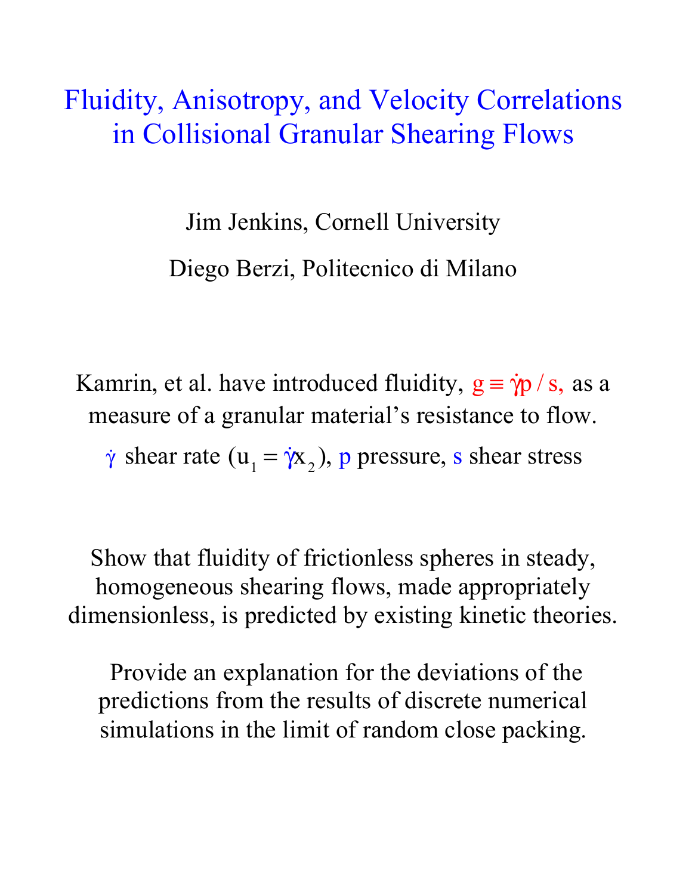# Fluidity, Anisotropy, and Velocity Correlations in Collisional Granular Shearing Flows

Jim Jenkins, Cornell University

Diego Berzi, Politecnico di Milano

Kamrin, et al. have introduced fluidity, $g \equiv \dot{\gamma} p / s,$ as a measure of a granular material's resistance to flow.

$\dot{\gamma}$ shear rate ($u_1 = \dot{\gamma} x_2$), $p$ pressure, $s$ shear stress

Show that fluidity of frictionless spheres in steady, homogeneous shearing flows, made appropriately dimensionless, is predicted by existing kinetic theories.

Provide an explanation for the deviations of the predictions from the results of discrete numerical simulations in the limit of random close packing.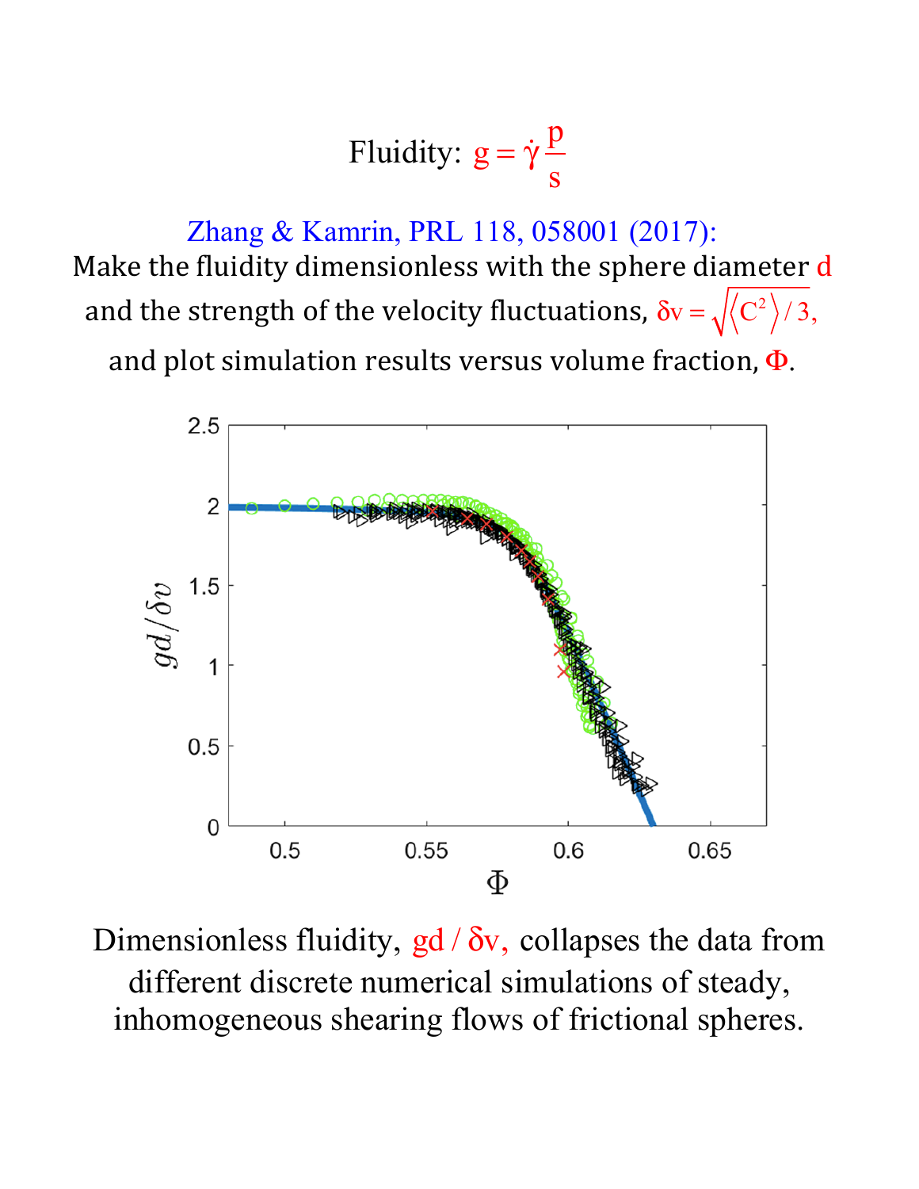Fluidity: $g = \dot{\gamma}\frac{p}{s}$

Zhang & Kamrin, PRL 118, 058001 (2017):

Make the fluidity dimensionless with the sphere diameter $d$ and the strength of the velocity fluctuations, $\delta v = \sqrt{\langle C^2 \rangle / 3}$, and plot simulation results versus volume fraction, $\Phi$.

2.5
2
1.5
1
0.5
0
$gd/\delta v$
0.5
0.55
0.6
0.65
$\Phi$

Dimensionless fluidity, $gd / \delta v$, collapses the data from different discrete numerical simulations of steady, inhomogeneous shearing flows of frictional spheres.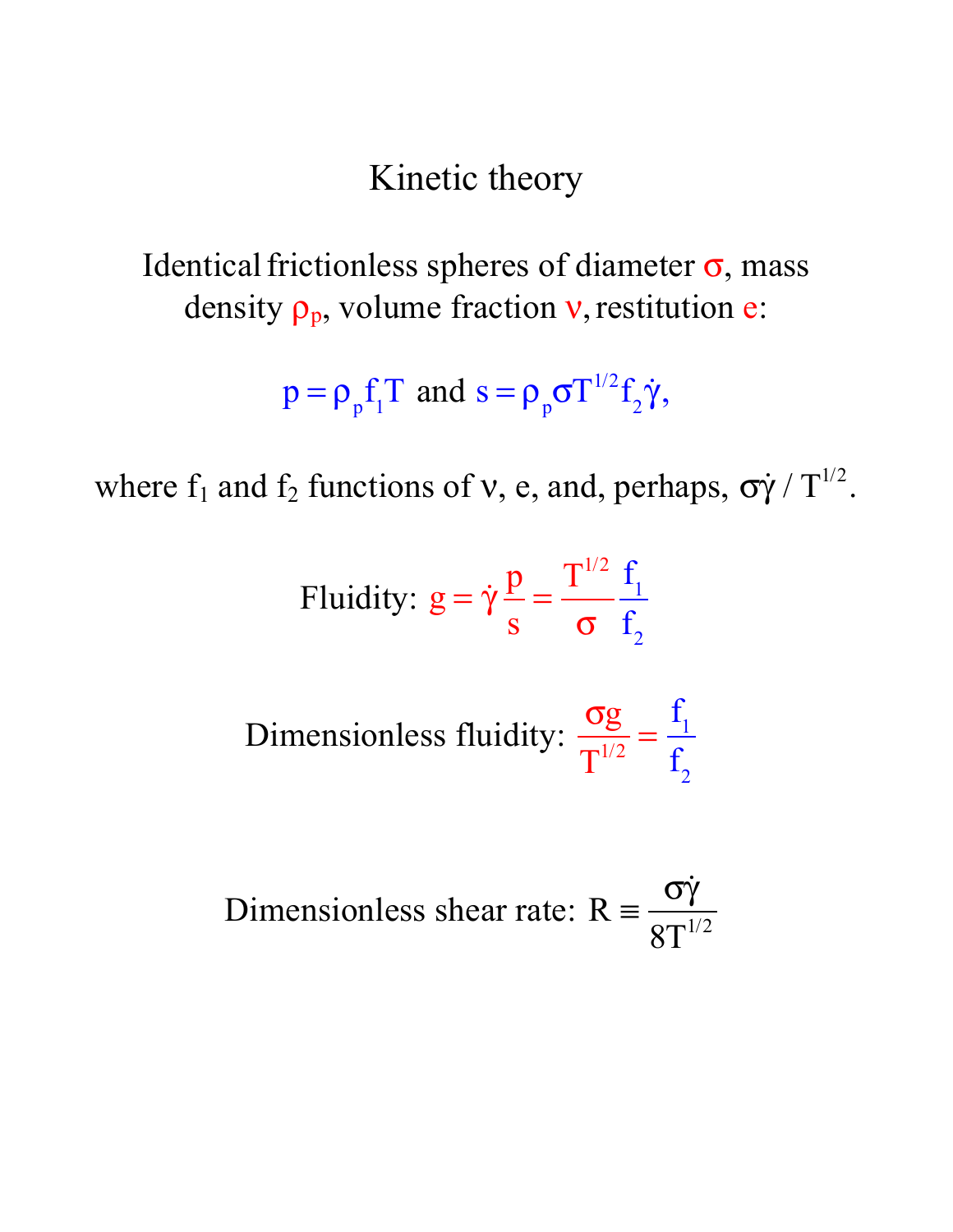# Kinetic theory

Identical frictionless spheres of diameter $\sigma$, mass density $\rho_p$, volume fraction $\nu$, restitution $e$:

$$p = \rho_p f_1 T \text{ and } s = \rho_p \sigma T^{1/2} f_2 \dot{\gamma},$$

where $f_1$ and $f_2$ functions of $\nu$, e, and, perhaps, $\sigma\dot{\gamma} / T^{1/2}$.

Fluidity: $$g = \dot{\gamma}\frac{p}{s} = \frac{T^{1/2}}{\sigma}\frac{f_1}{f_2}$$

Dimensionless fluidity: $$\frac{\sigma g}{T^{1/2}} = \frac{f_1}{f_2}$$

Dimensionless shear rate: $$R \equiv \frac{\sigma\dot{\gamma}}{8T^{1/2}}$$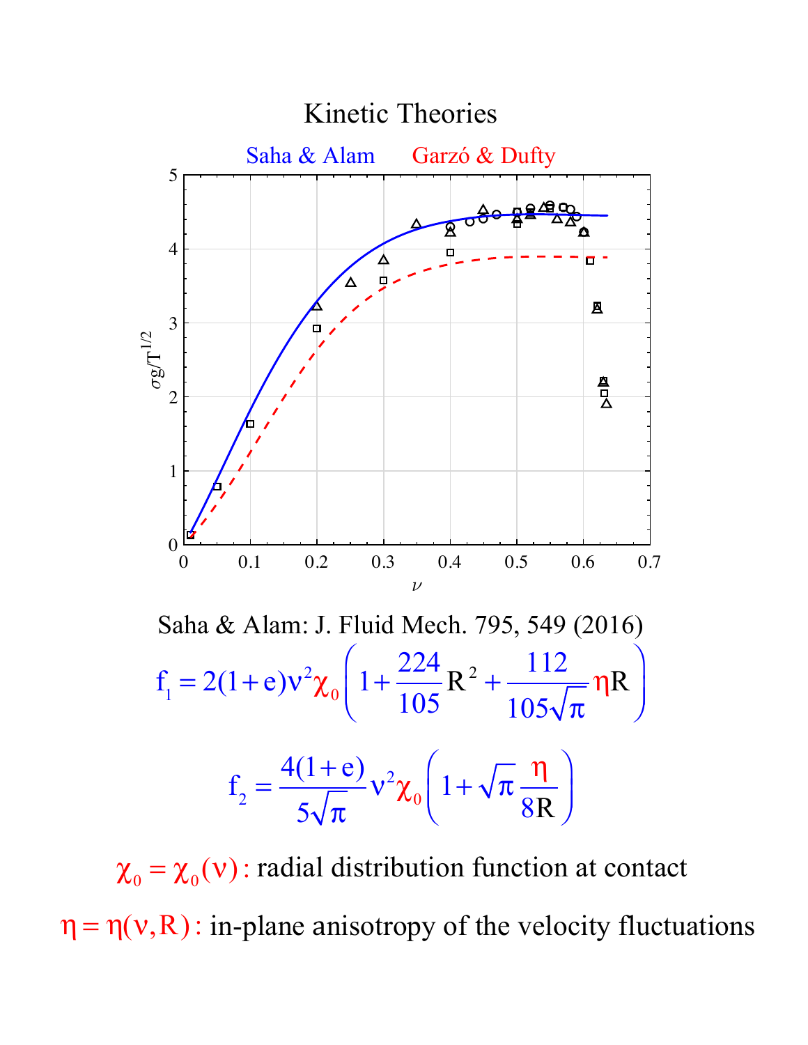# Kinetic Theories

Saha & Alam      Garzó & Dufty

$\sigma g/T^{1/2}$

5
4
3
2
1
0

0  0.1  0.2  0.3  0.4  0.5  0.6  0.7

$\nu$

Saha & Alam: J. Fluid Mech. 795, 549 (2016)

$$f_1 = 2(1+e)\nu^2\chi_0\left(1+\frac{224}{105}R^2+\frac{112}{105\sqrt{\pi}}\eta R\right)$$

$$f_2 = \frac{4(1+e)}{5\sqrt{\pi}}\nu^2\chi_0\left(1+\sqrt{\pi}\frac{\eta}{8R}\right)$$

$\chi_0 = \chi_0(\nu)$: radial distribution function at contact

$\eta = \eta(\nu, R)$: in-plane anisotropy of the velocity fluctuations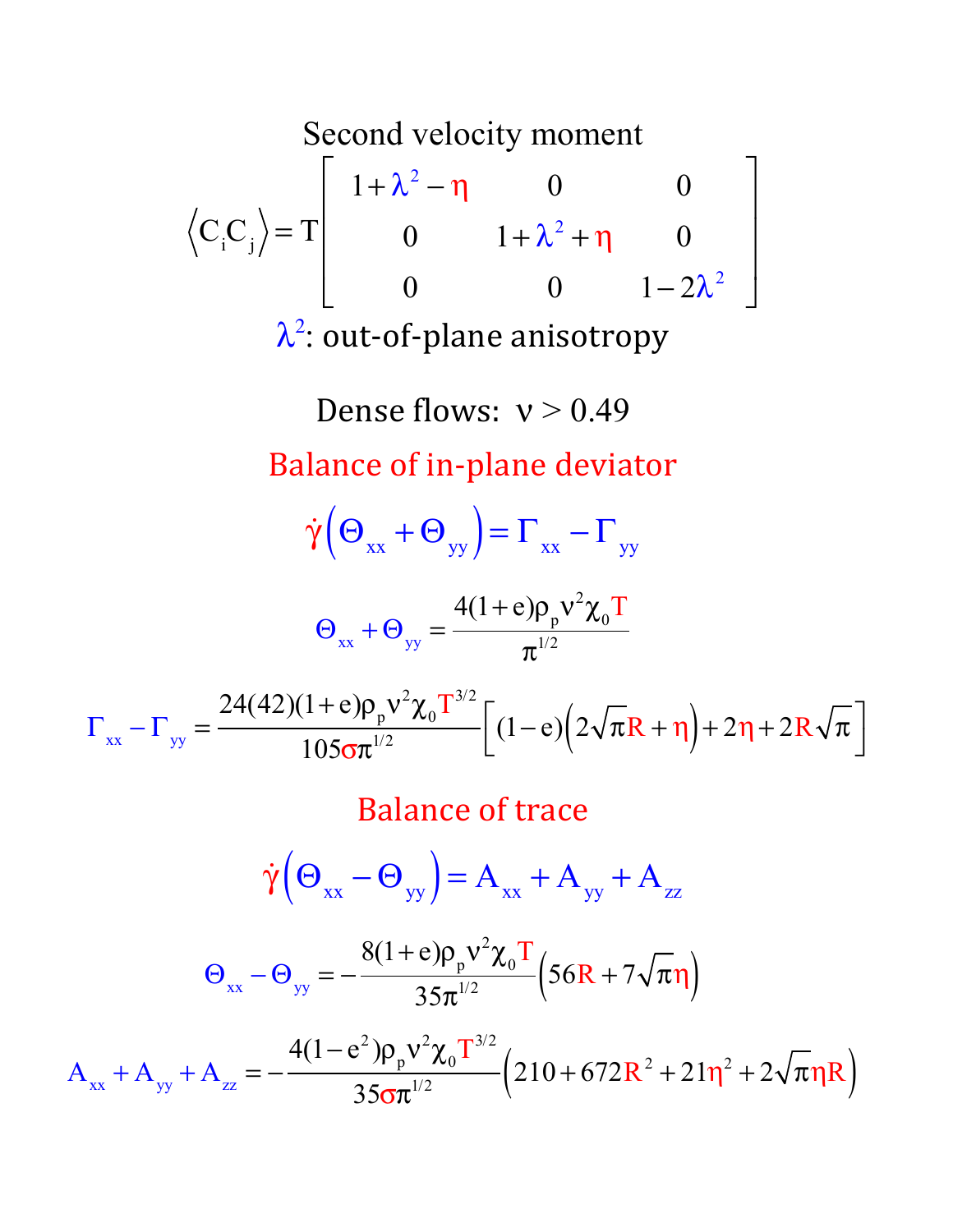Second velocity moment

$$\langle C_i C_j \rangle = T \begin{bmatrix} 1+\lambda^2-\eta & 0 & 0 \\ 0 & 1+\lambda^2+\eta & 0 \\ 0 & 0 & 1-2\lambda^2 \end{bmatrix}$$

$\lambda^2$: out-of-plane anisotropy

Dense flows: $\nu > 0.49$

Balance of in-plane deviator

$$\dot{\gamma}\left(\Theta_{xx}+\Theta_{yy}\right)=\Gamma_{xx}-\Gamma_{yy}$$

$$\Theta_{xx}+\Theta_{yy}=\frac{4(1+e)\rho_p \nu^2 \chi_0 T}{\pi^{1/2}}$$

$$\Gamma_{xx}-\Gamma_{yy}=\frac{24(42)(1+e)\rho_p \nu^2 \chi_0 T^{3/2}}{105\sigma\pi^{1/2}}\left[(1-e)\left(2\sqrt{\pi}R+\eta\right)+2\eta+2R\sqrt{\pi}\right]$$

Balance of trace

$$\dot{\gamma}\left(\Theta_{xx}-\Theta_{yy}\right)=A_{xx}+A_{yy}+A_{zz}$$

$$\Theta_{xx}-\Theta_{yy}=-\frac{8(1+e)\rho_p \nu^2 \chi_0 T}{35\pi^{1/2}}\left(56R+7\sqrt{\pi}\eta\right)$$

$$A_{xx}+A_{yy}+A_{zz}=-\frac{4(1-e^2)\rho_p \nu^2 \chi_0 T^{3/2}}{35\sigma\pi^{1/2}}\left(210+672R^2+21\eta^2+2\sqrt{\pi}\eta R\right)$$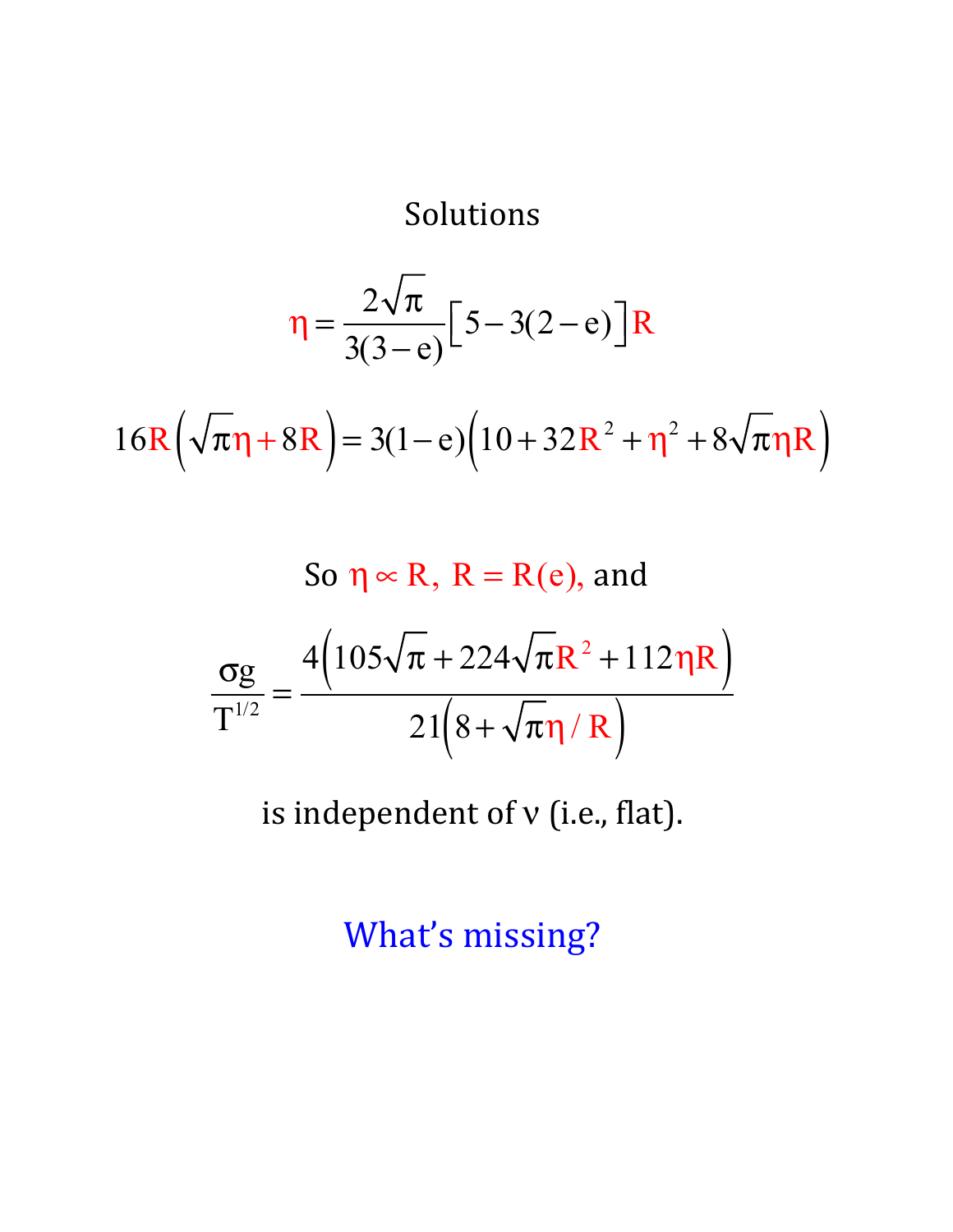# Solutions

$$\eta = \frac{2\sqrt{\pi}}{3(3-e)}\left[5 - 3(2-e)\right]R$$

$$16R\left(\sqrt{\pi}\eta + 8R\right) = 3(1-e)\left(10 + 32R^2 + \eta^2 + 8\sqrt{\pi}\eta R\right)$$

So $\eta \propto R,\ R = R(e),$ and

$$\frac{\sigma g}{T^{1/2}} = \frac{4\left(105\sqrt{\pi} + 224\sqrt{\pi}R^2 + 112\eta R\right)}{21\left(8 + \sqrt{\pi}\eta / R\right)}$$

is independent of $\nu$ (i.e., flat).

What's missing?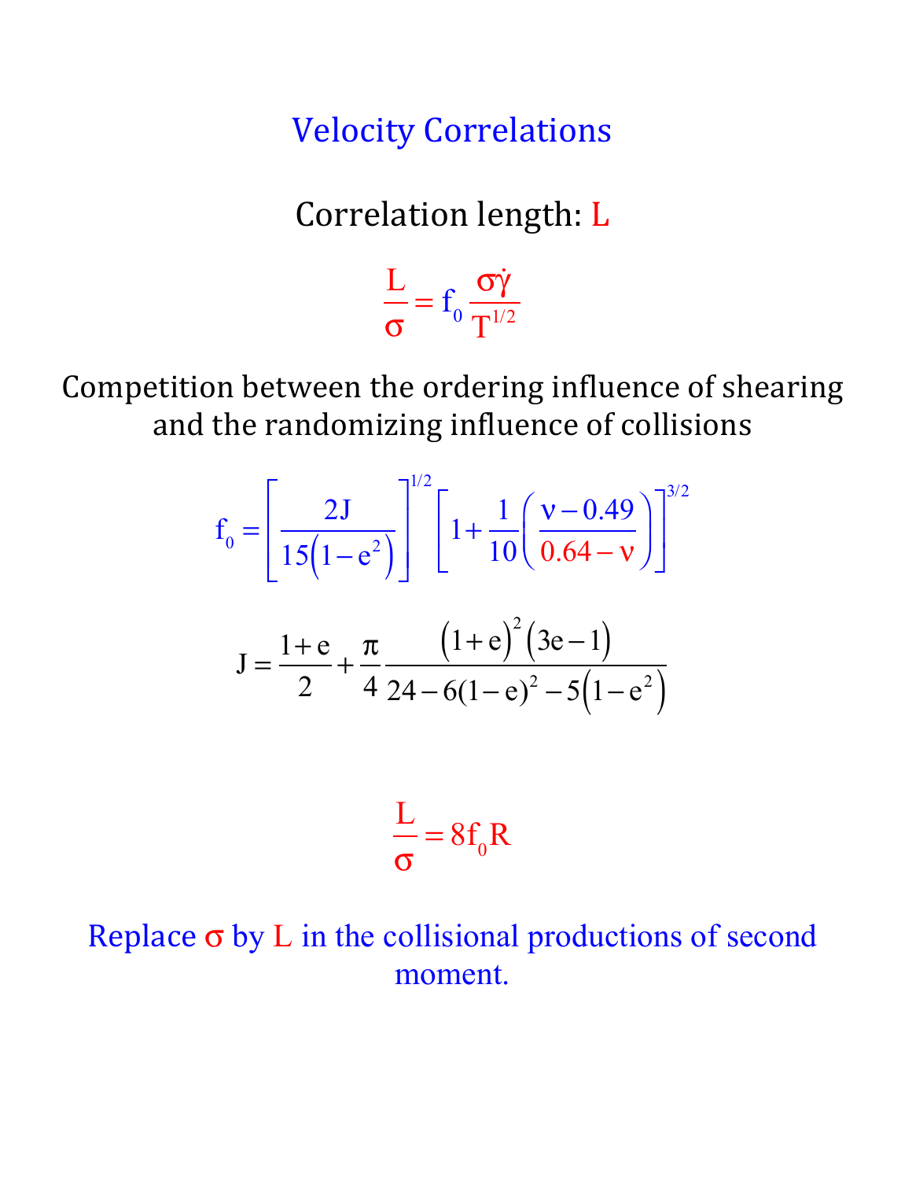# Velocity Correlations

Correlation length: L

$$\frac{L}{\sigma} = f_0 \frac{\sigma \dot{\gamma}}{T^{1/2}}$$

Competition between the ordering influence of shearing and the randomizing influence of collisions

$$f_0 = \left[ \frac{2J}{15\left(1-e^2\right)} \right]^{1/2} \left[ 1 + \frac{1}{10}\left( \frac{\nu - 0.49}{0.64 - \nu} \right) \right]^{3/2}$$

$$J = \frac{1+e}{2} + \frac{\pi}{4} \frac{\left(1+e\right)^2 \left(3e-1\right)}{24 - 6(1-e)^2 - 5\left(1-e^2\right)}$$

$$\frac{L}{\sigma} = 8 f_0 R$$

Replace $\sigma$ by L in the collisional productions of second moment.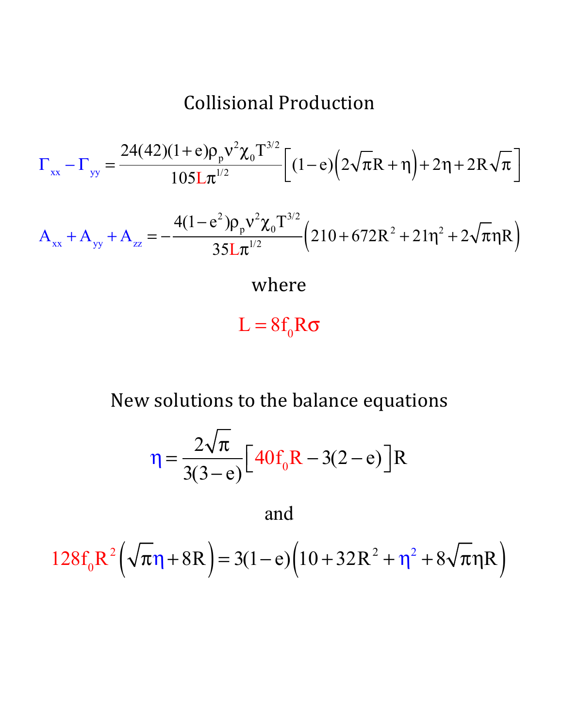# Collisional Production

$$\Gamma_{xx} - \Gamma_{yy} = \frac{24(42)(1+e)\rho_p \nu^2 \chi_0 T^{3/2}}{105 L \pi^{1/2}} \left[ (1-e)\left(2\sqrt{\pi}R + \eta\right) + 2\eta + 2R\sqrt{\pi} \right]$$

$$A_{xx} + A_{yy} + A_{zz} = -\frac{4(1-e^2)\rho_p \nu^2 \chi_0 T^{3/2}}{35 L \pi^{1/2}} \left(210 + 672R^2 + 21\eta^2 + 2\sqrt{\pi}\eta R\right)$$

where

$$L = 8 f_0 R \sigma$$

# New solutions to the balance equations

$$\eta = \frac{2\sqrt{\pi}}{3(3-e)} \left[ 40 f_0 R - 3(2-e) \right] R$$

and

$$128 f_0 R^2 \left( \sqrt{\pi}\eta + 8R \right) = 3(1-e)\left(10 + 32R^2 + \eta^2 + 8\sqrt{\pi}\eta R\right)$$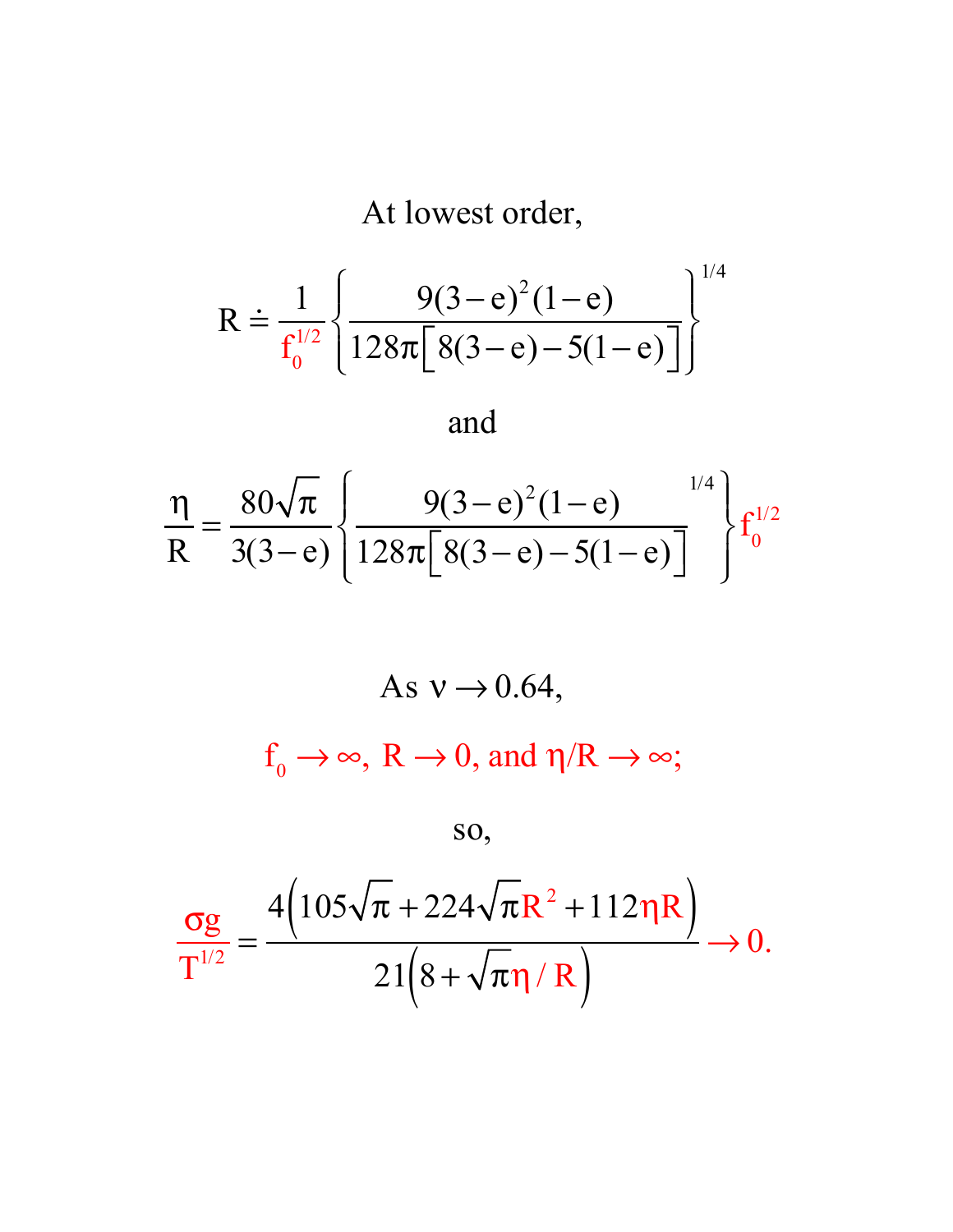At lowest order,

$$R \doteq \frac{1}{f_0^{1/2}} \left\{ \frac{9(3-e)^2(1-e)}{128\pi\left[8(3-e)-5(1-e)\right]} \right\}^{1/4}$$

and

$$\frac{\eta}{R} = \frac{80\sqrt{\pi}}{3(3-e)} \left\{ \frac{9(3-e)^2(1-e)}{128\pi\left[8(3-e)-5(1-e)\right]}^{1/4} \right\} f_0^{1/2}$$

As $\nu \to 0.64$,

$f_0 \to \infty$, $R \to 0$, and $\eta/R \to \infty$;

so,

$$\frac{\sigma g}{T^{1/2}} = \frac{4\left(105\sqrt{\pi} + 224\sqrt{\pi}R^2 + 112\eta R\right)}{21\left(8 + \sqrt{\pi}\eta / R\right)} \to 0.$$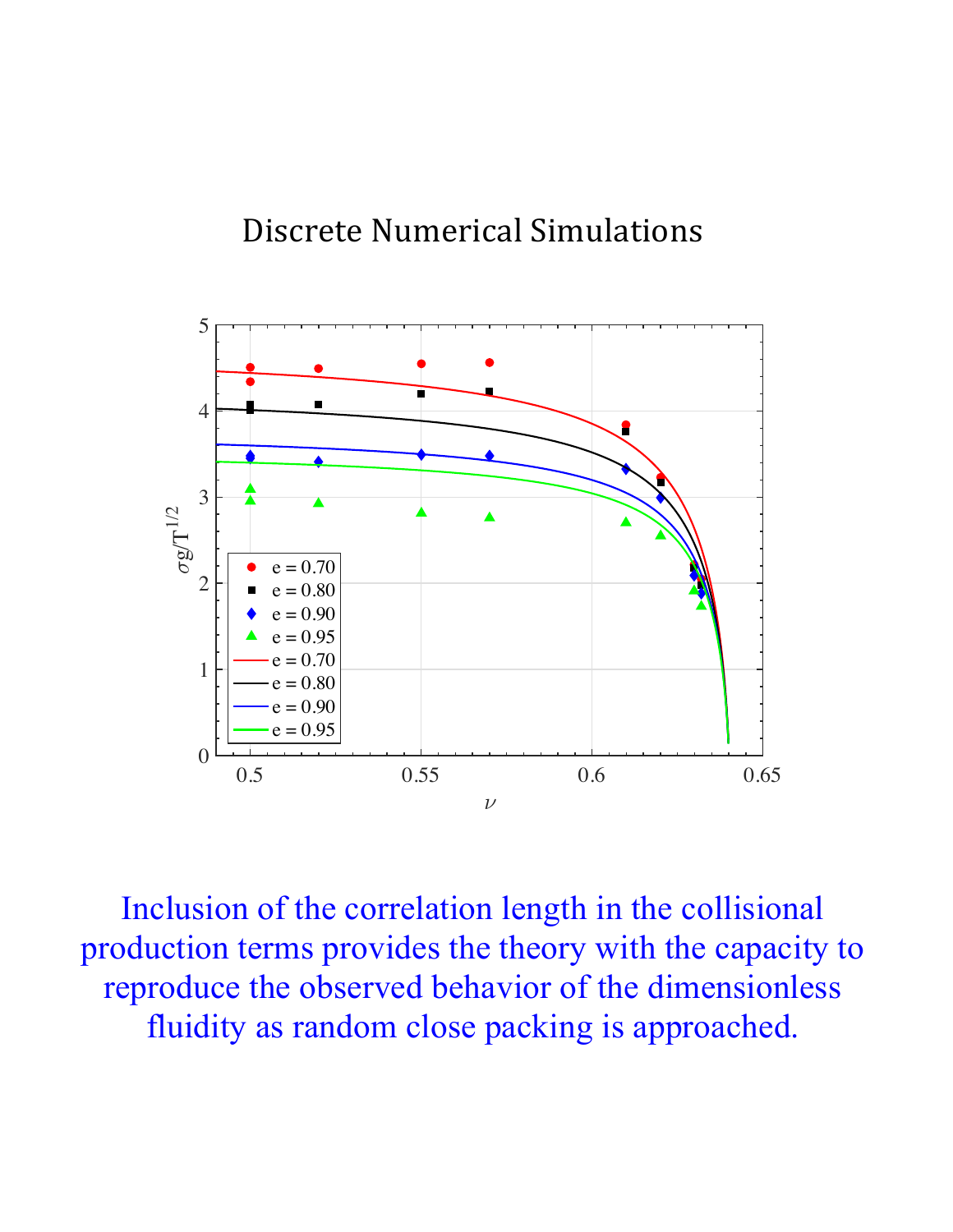# Discrete Numerical Simulations

$\sigma g/T^{1/2}$

5
4
3
2
1
0

0.5
0.55
0.6
0.65

$\nu$

e = 0.70
e = 0.80
e = 0.90
e = 0.95
e = 0.70
e = 0.80
e = 0.90
e = 0.95

Inclusion of the correlation length in the collisional production terms provides the theory with the capacity to reproduce the observed behavior of the dimensionless fluidity as random close packing is approached.